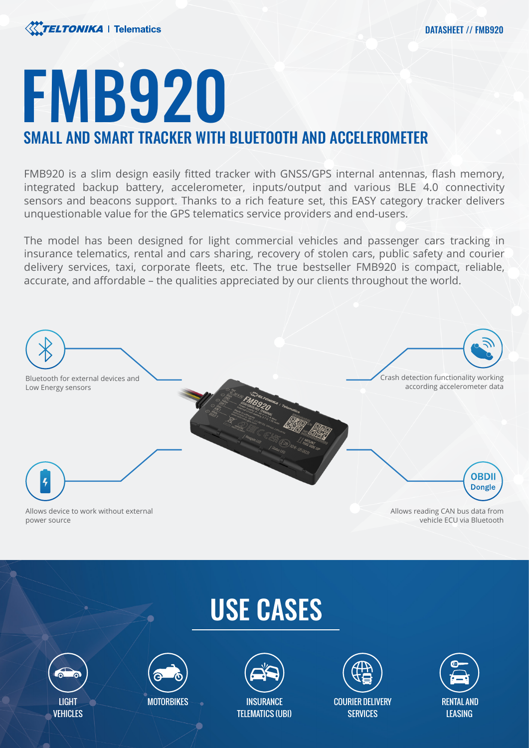# FMB920

## SMALL AND SMART TRACKER WITH BLUETOOTH AND ACCELEROMETER

FMB920 is a slim design easily fitted tracker with GNSS/GPS internal antennas, flash memory, integrated backup battery, accelerometer, inputs/output and various BLE 4.0 connectivity sensors and beacons support. Thanks to a rich feature set, this EASY category tracker delivers unquestionable value for the GPS telematics service providers and end-users.

The model has been designed for light commercial vehicles and passenger cars tracking in insurance telematics, rental and cars sharing, recovery of stolen cars, public safety and courier delivery services, taxi, corporate fleets, etc. The true bestseller FMB920 is compact, reliable, accurate, and affordable – the qualities appreciated by our clients throughout the world.

Bluetooth for external devices and Low Energy sensors

Crash detection functionality working according accelerometer data

Allows device to work without external power source

OBDII Dongle

Allows reading CAN bus data from vehicle ECU via Bluetooth

## USE CASES

- LIGHT VEHICLES
- MOTORBIKES
- INSURANCE TELEMATICS (UBI)
- COURIER DELIVERY SERVICES
- RENTAL AND LEASING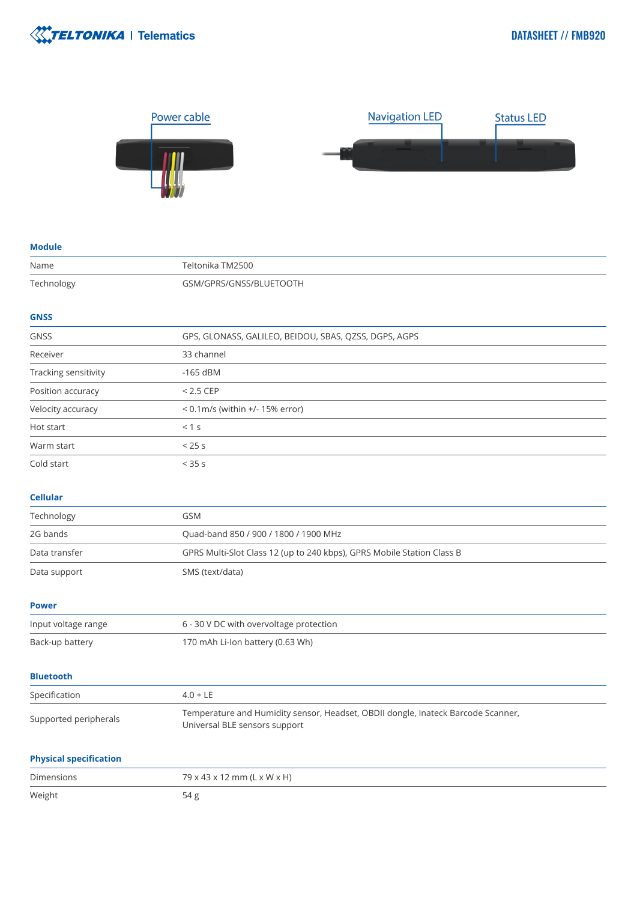Power cable

Navigation LED

Status LED

## Module

| | |
|---|---|
| Name | Teltonika TM2500 |
| Technology | GSM/GPRS/GNSS/BLUETOOTH |

## GNSS

| | |
|---|---|
| GNSS | GPS, GLONASS, GALILEO, BEIDOU, SBAS, QZSS, DGPS, AGPS |
| Receiver | 33 channel |
| Tracking sensitivity | -165 dBM |
| Position accuracy | < 2.5 CEP |
| Velocity accuracy | < 0.1m/s (within +/- 15% error) |
| Hot start | < 1 s |
| Warm start | < 25 s |
| Cold start | < 35 s |

## Cellular

| | |
|---|---|
| Technology | GSM |
| 2G bands | Quad-band 850 / 900 / 1800 / 1900 MHz |
| Data transfer | GPRS Multi-Slot Class 12 (up to 240 kbps), GPRS Mobile Station Class B |
| Data support | SMS (text/data) |

## Power

| | |
|---|---|
| Input voltage range | 6 - 30 V DC with overvoltage protection |
| Back-up battery | 170 mAh Li-Ion battery (0.63 Wh) |

## Bluetooth

| | |
|---|---|
| Specification | 4.0 + LE |
| Supported peripherals | Temperature and Humidity sensor, Headset, OBDII dongle, Inateck Barcode Scanner, Universal BLE sensors support |

## Physical specification

| | |
|---|---|
| Dimensions | 79 x 43 x 12 mm (L x W x H) |
| Weight | 54 g |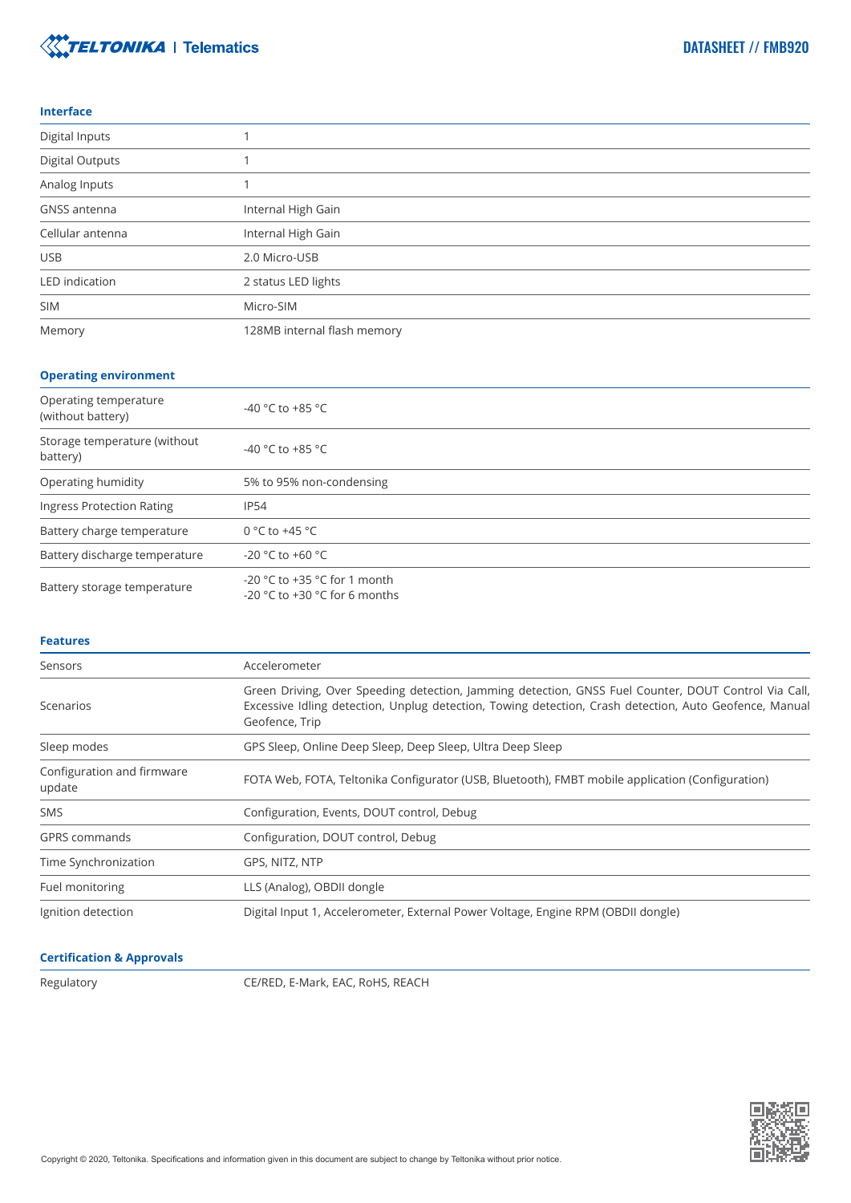### Interface

| | |
|---|---|
| Digital Inputs | 1 |
| Digital Outputs | 1 |
| Analog Inputs | 1 |
| GNSS antenna | Internal High Gain |
| Cellular antenna | Internal High Gain |
| USB | 2.0 Micro-USB |
| LED indication | 2 status LED lights |
| SIM | Micro-SIM |
| Memory | 128MB internal flash memory |

### Operating environment

| | |
|---|---|
| Operating temperature (without battery) | -40 °C to +85 °C |
| Storage temperature (without battery) | -40 °C to +85 °C |
| Operating humidity | 5% to 95% non-condensing |
| Ingress Protection Rating | IP54 |
| Battery charge temperature | 0 °C to +45 °C |
| Battery discharge temperature | -20 °C to +60 °C |
| Battery storage temperature | -20 °C to +35 °C for 1 month<br>-20 °C to +30 °C for 6 months |

### Features

| | |
|---|---|
| Sensors | Accelerometer |
| Scenarios | Green Driving, Over Speeding detection, Jamming detection, GNSS Fuel Counter, DOUT Control Via Call, Excessive Idling detection, Unplug detection, Towing detection, Crash detection, Auto Geofence, Manual Geofence, Trip |
| Sleep modes | GPS Sleep, Online Deep Sleep, Deep Sleep, Ultra Deep Sleep |
| Configuration and firmware update | FOTA Web, FOTA, Teltonika Configurator (USB, Bluetooth), FMBT mobile application (Configuration) |
| SMS | Configuration, Events, DOUT control, Debug |
| GPRS commands | Configuration, DOUT control, Debug |
| Time Synchronization | GPS, NITZ, NTP |
| Fuel monitoring | LLS (Analog), OBDII dongle |
| Ignition detection | Digital Input 1, Accelerometer, External Power Voltage, Engine RPM (OBDII dongle) |

### Certification & Approvals

| | |
|---|---|
| Regulatory | CE/RED, E-Mark, EAC, RoHS, REACH |

Copyright © 2020, Teltonika. Specifications and information given in this document are subject to change by Teltonika without prior notice.